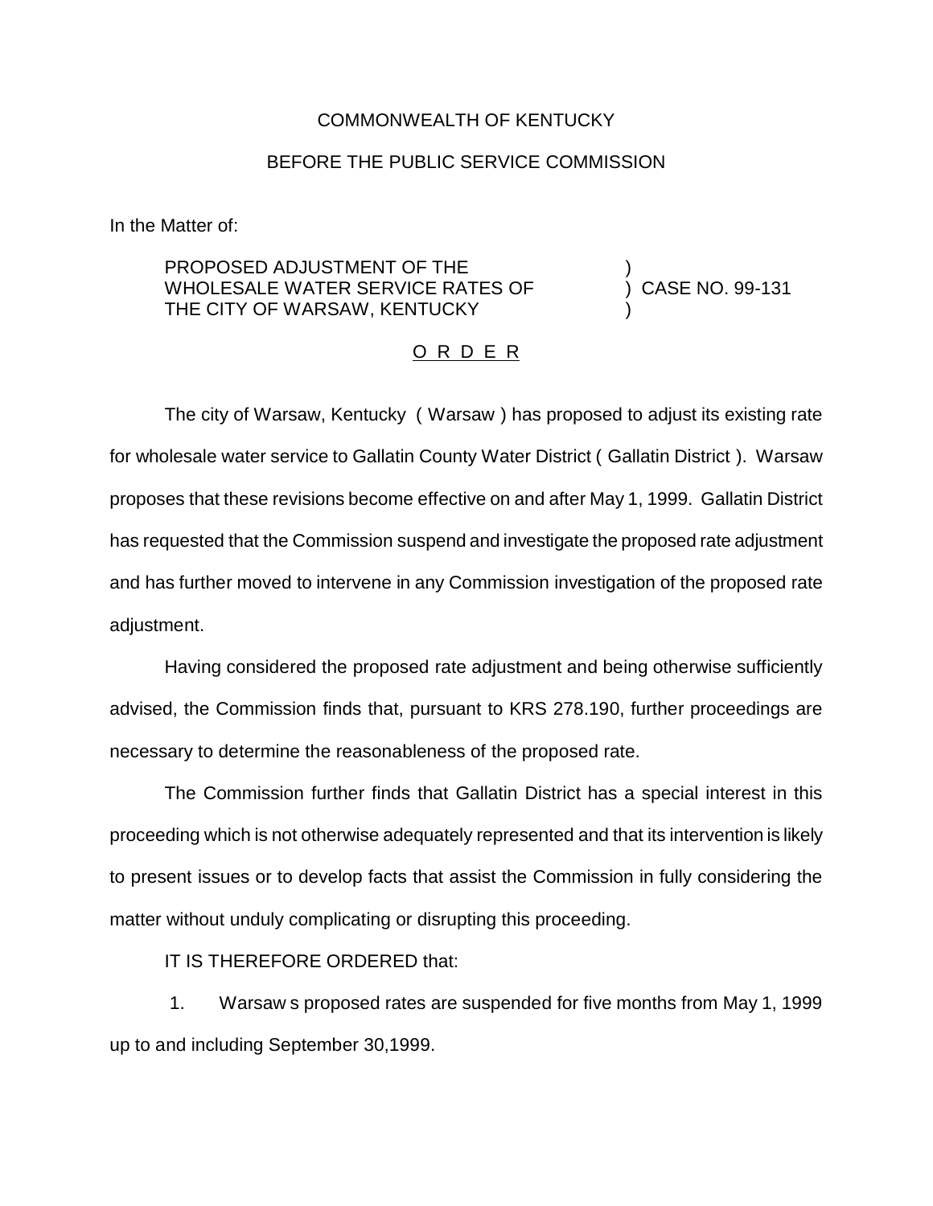COMMONWEALTH OF KENTUCKY

BEFORE THE PUBLIC SERVICE COMMISSION

In the Matter of:

PROPOSED ADJUSTMENT OF THE WHOLESALE WATER SERVICE RATES OF THE CITY OF WARSAW, KENTUCKY ) CASE NO. 99-131

O R D E R

The city of Warsaw, Kentucky ( Warsaw ) has proposed to adjust its existing rate for wholesale water service to Gallatin County Water District ( Gallatin District ). Warsaw proposes that these revisions become effective on and after May 1, 1999. Gallatin District has requested that the Commission suspend and investigate the proposed rate adjustment and has further moved to intervene in any Commission investigation of the proposed rate adjustment.

Having considered the proposed rate adjustment and being otherwise sufficiently advised, the Commission finds that, pursuant to KRS 278.190, further proceedings are necessary to determine the reasonableness of the proposed rate.

The Commission further finds that Gallatin District has a special interest in this proceeding which is not otherwise adequately represented and that its intervention is likely to present issues or to develop facts that assist the Commission in fully considering the matter without unduly complicating or disrupting this proceeding.

IT IS THEREFORE ORDERED that:

1. Warsaw s proposed rates are suspended for five months from May 1, 1999 up to and including September 30,1999.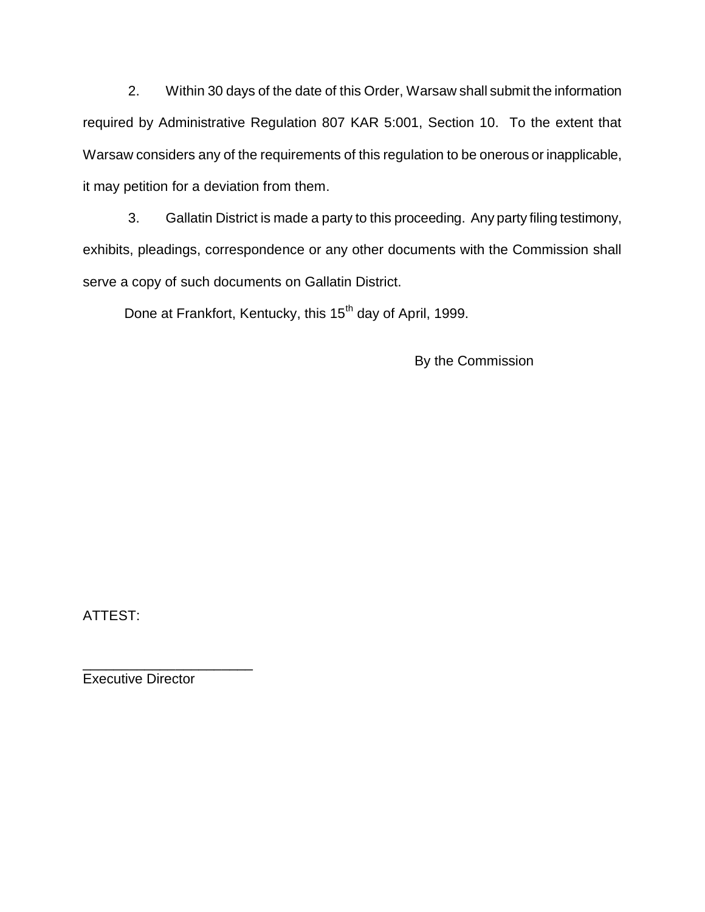2. Within 30 days of the date of this Order, Warsaw shall submit the information required by Administrative Regulation 807 KAR 5:001, Section 10. To the extent that Warsaw considers any of the requirements of this regulation to be onerous or inapplicable, it may petition for a deviation from them.

3. Gallatin District is made a party to this proceeding. Any party filing testimony, exhibits, pleadings, correspondence or any other documents with the Commission shall serve a copy of such documents on Gallatin District.

Done at Frankfort, Kentucky, this 15th day of April, 1999.

By the Commission

ATTEST:

______________________
Executive Director